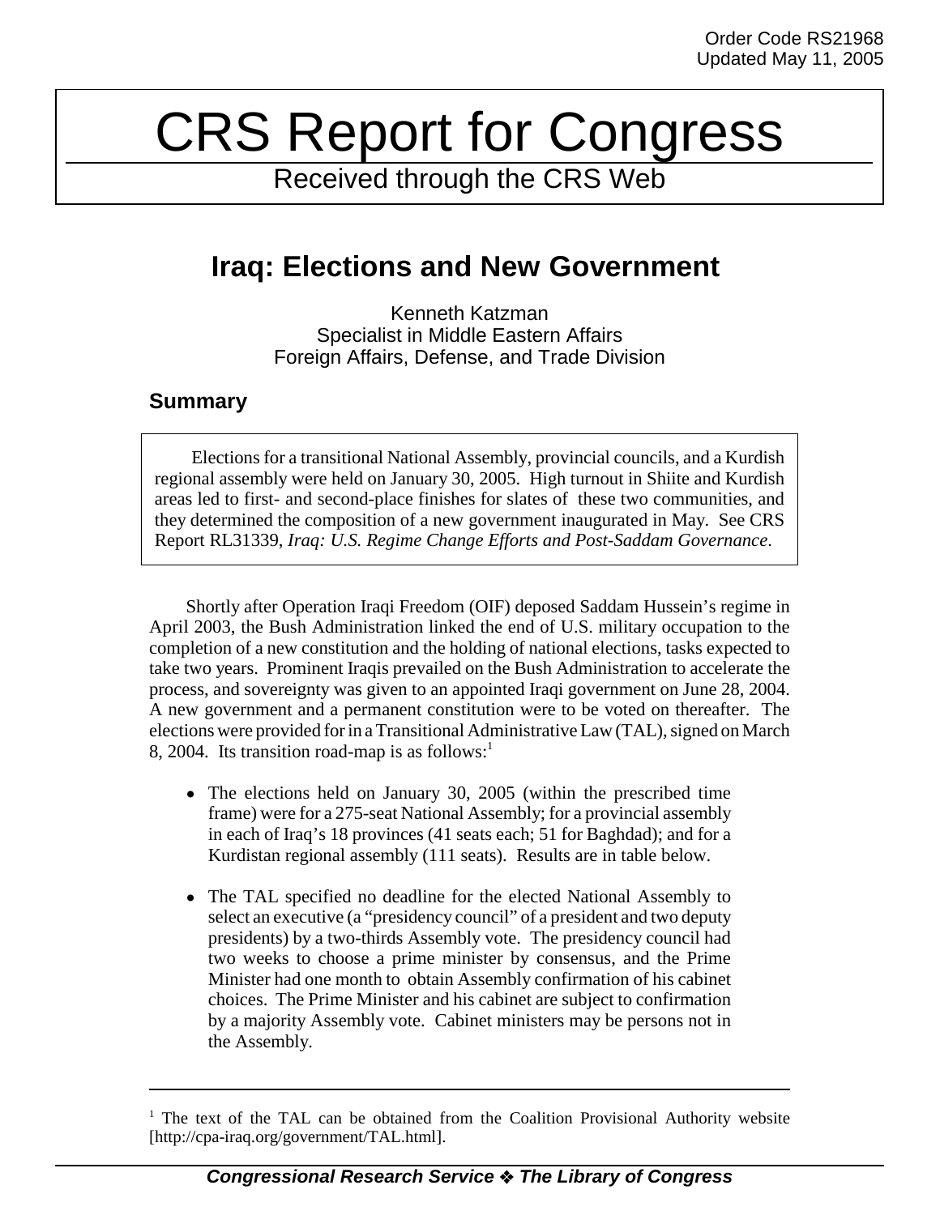Order Code RS21968
Updated May 11, 2005

# CRS Report for Congress

Received through the CRS Web

## Iraq: Elections and New Government

Kenneth Katzman
Specialist in Middle Eastern Affairs
Foreign Affairs, Defense, and Trade Division

### Summary

Elections for a transitional National Assembly, provincial councils, and a Kurdish regional assembly were held on January 30, 2005. High turnout in Shiite and Kurdish areas led to first- and second-place finishes for slates of these two communities, and they determined the composition of a new government inaugurated in May. See CRS Report RL31339, *Iraq: U.S. Regime Change Efforts and Post-Saddam Governance*.

Shortly after Operation Iraqi Freedom (OIF) deposed Saddam Hussein's regime in April 2003, the Bush Administration linked the end of U.S. military occupation to the completion of a new constitution and the holding of national elections, tasks expected to take two years. Prominent Iraqis prevailed on the Bush Administration to accelerate the process, and sovereignty was given to an appointed Iraqi government on June 28, 2004. A new government and a permanent constitution were to be voted on thereafter. The elections were provided for in a Transitional Administrative Law (TAL), signed on March 8, 2004. Its transition road-map is as follows:[1]

- The elections held on January 30, 2005 (within the prescribed time frame) were for a 275-seat National Assembly; for a provincial assembly in each of Iraq's 18 provinces (41 seats each; 51 for Baghdad); and for a Kurdistan regional assembly (111 seats). Results are in table below.
- The TAL specified no deadline for the elected National Assembly to select an executive (a "presidency council" of a president and two deputy presidents) by a two-thirds Assembly vote. The presidency council had two weeks to choose a prime minister by consensus, and the Prime Minister had one month to obtain Assembly confirmation of his cabinet choices. The Prime Minister and his cabinet are subject to confirmation by a majority Assembly vote. Cabinet ministers may be persons not in the Assembly.

[1] The text of the TAL can be obtained from the Coalition Provisional Authority website [http://cpa-iraq.org/government/TAL.html].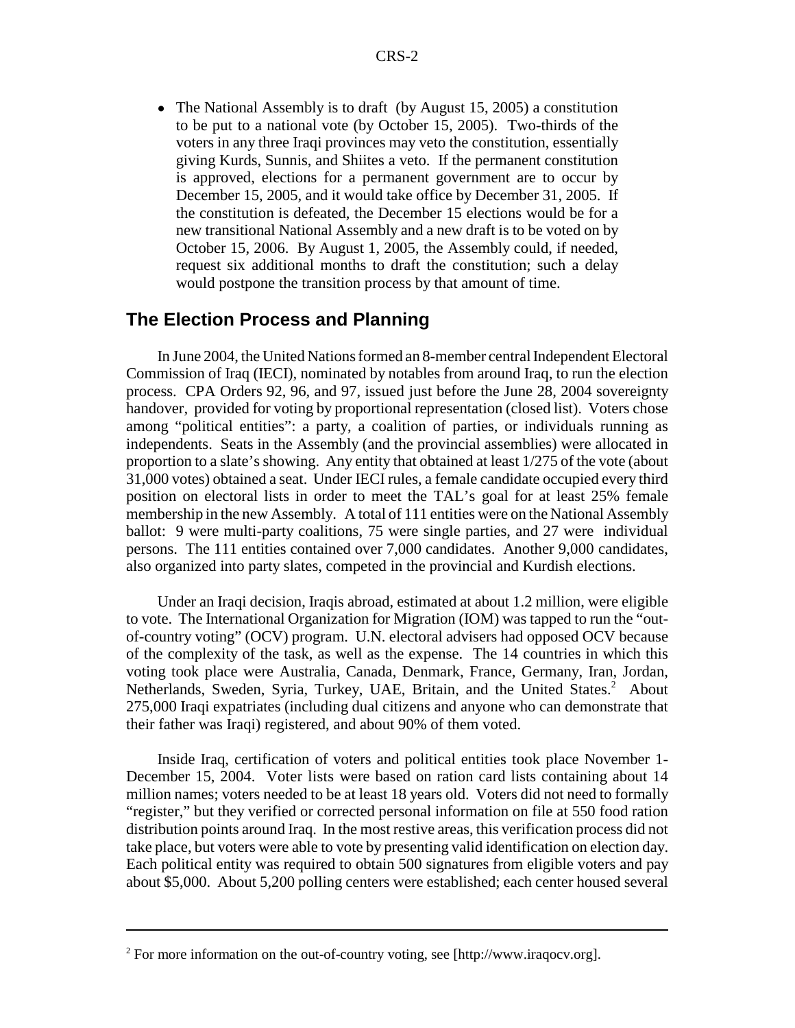- The National Assembly is to draft (by August 15, 2005) a constitution to be put to a national vote (by October 15, 2005). Two-thirds of the voters in any three Iraqi provinces may veto the constitution, essentially giving Kurds, Sunnis, and Shiites a veto. If the permanent constitution is approved, elections for a permanent government are to occur by December 15, 2005, and it would take office by December 31, 2005. If the constitution is defeated, the December 15 elections would be for a new transitional National Assembly and a new draft is to be voted on by October 15, 2006. By August 1, 2005, the Assembly could, if needed, request six additional months to draft the constitution; such a delay would postpone the transition process by that amount of time.

## The Election Process and Planning

In June 2004, the United Nations formed an 8-member central Independent Electoral Commission of Iraq (IECI), nominated by notables from around Iraq, to run the election process. CPA Orders 92, 96, and 97, issued just before the June 28, 2004 sovereignty handover, provided for voting by proportional representation (closed list). Voters chose among "political entities": a party, a coalition of parties, or individuals running as independents. Seats in the Assembly (and the provincial assemblies) were allocated in proportion to a slate's showing. Any entity that obtained at least 1/275 of the vote (about 31,000 votes) obtained a seat. Under IECI rules, a female candidate occupied every third position on electoral lists in order to meet the TAL's goal for at least 25% female membership in the new Assembly. A total of 111 entities were on the National Assembly ballot: 9 were multi-party coalitions, 75 were single parties, and 27 were individual persons. The 111 entities contained over 7,000 candidates. Another 9,000 candidates, also organized into party slates, competed in the provincial and Kurdish elections.

Under an Iraqi decision, Iraqis abroad, estimated at about 1.2 million, were eligible to vote. The International Organization for Migration (IOM) was tapped to run the "out-of-country voting" (OCV) program. U.N. electoral advisers had opposed OCV because of the complexity of the task, as well as the expense. The 14 countries in which this voting took place were Australia, Canada, Denmark, France, Germany, Iran, Jordan, Netherlands, Sweden, Syria, Turkey, UAE, Britain, and the United States.[2] About 275,000 Iraqi expatriates (including dual citizens and anyone who can demonstrate that their father was Iraqi) registered, and about 90% of them voted.

Inside Iraq, certification of voters and political entities took place November 1-December 15, 2004. Voter lists were based on ration card lists containing about 14 million names; voters needed to be at least 18 years old. Voters did not need to formally "register," but they verified or corrected personal information on file at 550 food ration distribution points around Iraq. In the most restive areas, this verification process did not take place, but voters were able to vote by presenting valid identification on election day. Each political entity was required to obtain 500 signatures from eligible voters and pay about $5,000. About 5,200 polling centers were established; each center housed several

[2] For more information on the out-of-country voting, see [http://www.iraqocv.org].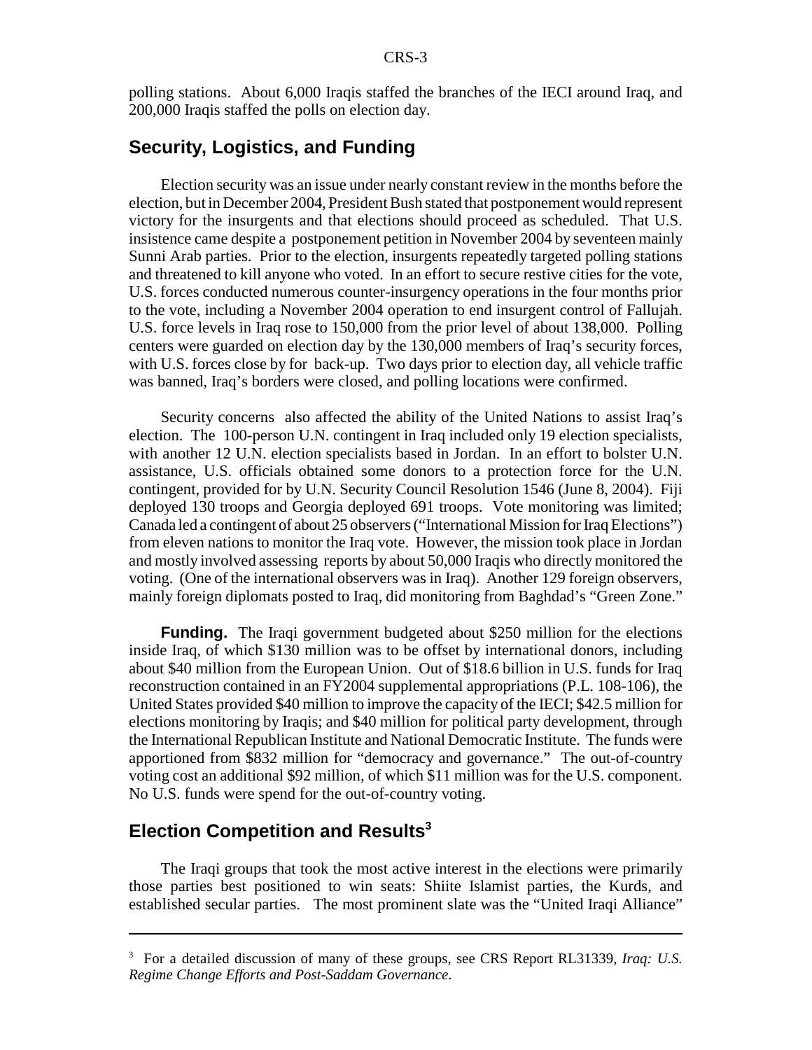polling stations. About 6,000 Iraqis staffed the branches of the IECI around Iraq, and 200,000 Iraqis staffed the polls on election day.

## Security, Logistics, and Funding

Election security was an issue under nearly constant review in the months before the election, but in December 2004, President Bush stated that postponement would represent victory for the insurgents and that elections should proceed as scheduled. That U.S. insistence came despite a postponement petition in November 2004 by seventeen mainly Sunni Arab parties. Prior to the election, insurgents repeatedly targeted polling stations and threatened to kill anyone who voted. In an effort to secure restive cities for the vote, U.S. forces conducted numerous counter-insurgency operations in the four months prior to the vote, including a November 2004 operation to end insurgent control of Fallujah. U.S. force levels in Iraq rose to 150,000 from the prior level of about 138,000. Polling centers were guarded on election day by the 130,000 members of Iraq's security forces, with U.S. forces close by for back-up. Two days prior to election day, all vehicle traffic was banned, Iraq's borders were closed, and polling locations were confirmed.

Security concerns also affected the ability of the United Nations to assist Iraq's election. The 100-person U.N. contingent in Iraq included only 19 election specialists, with another 12 U.N. election specialists based in Jordan. In an effort to bolster U.N. assistance, U.S. officials obtained some donors to a protection force for the U.N. contingent, provided for by U.N. Security Council Resolution 1546 (June 8, 2004). Fiji deployed 130 troops and Georgia deployed 691 troops. Vote monitoring was limited; Canada led a contingent of about 25 observers ("International Mission for Iraq Elections") from eleven nations to monitor the Iraq vote. However, the mission took place in Jordan and mostly involved assessing reports by about 50,000 Iraqis who directly monitored the voting. (One of the international observers was in Iraq). Another 129 foreign observers, mainly foreign diplomats posted to Iraq, did monitoring from Baghdad's "Green Zone."

**Funding.** The Iraqi government budgeted about $250 million for the elections inside Iraq, of which $130 million was to be offset by international donors, including about $40 million from the European Union. Out of $18.6 billion in U.S. funds for Iraq reconstruction contained in an FY2004 supplemental appropriations (P.L. 108-106), the United States provided $40 million to improve the capacity of the IECI; $42.5 million for elections monitoring by Iraqis; and $40 million for political party development, through the International Republican Institute and National Democratic Institute. The funds were apportioned from $832 million for "democracy and governance." The out-of-country voting cost an additional $92 million, of which $11 million was for the U.S. component. No U.S. funds were spend for the out-of-country voting.

## Election Competition and Results[3]

The Iraqi groups that took the most active interest in the elections were primarily those parties best positioned to win seats: Shiite Islamist parties, the Kurds, and established secular parties. The most prominent slate was the "United Iraqi Alliance"

---

[3] For a detailed discussion of many of these groups, see CRS Report RL31339, *Iraq: U.S. Regime Change Efforts and Post-Saddam Governance*.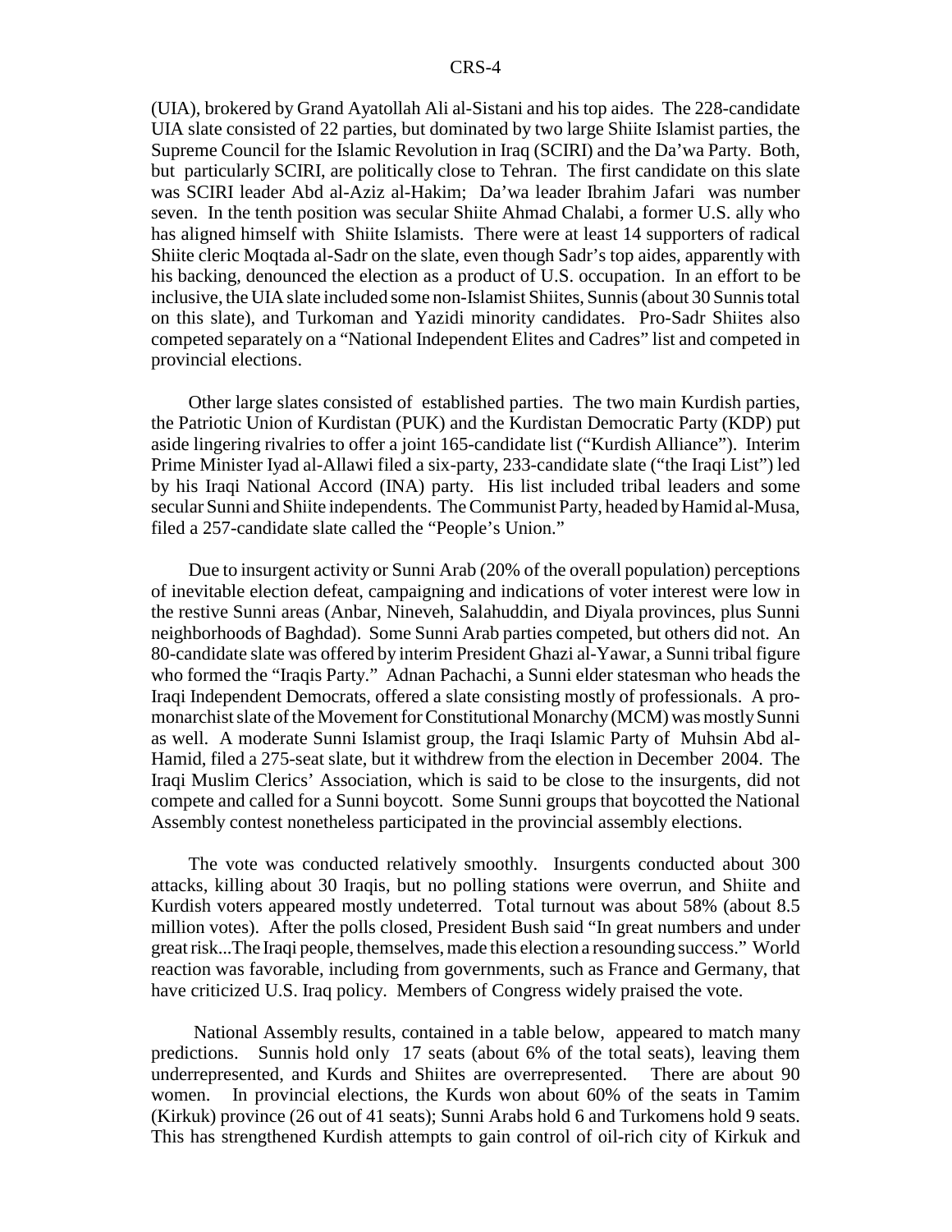(UIA), brokered by Grand Ayatollah Ali al-Sistani and his top aides. The 228-candidate UIA slate consisted of 22 parties, but dominated by two large Shiite Islamist parties, the Supreme Council for the Islamic Revolution in Iraq (SCIRI) and the Da'wa Party. Both, but particularly SCIRI, are politically close to Tehran. The first candidate on this slate was SCIRI leader Abd al-Aziz al-Hakim; Da'wa leader Ibrahim Jafari was number seven. In the tenth position was secular Shiite Ahmad Chalabi, a former U.S. ally who has aligned himself with Shiite Islamists. There were at least 14 supporters of radical Shiite cleric Moqtada al-Sadr on the slate, even though Sadr's top aides, apparently with his backing, denounced the election as a product of U.S. occupation. In an effort to be inclusive, the UIA slate included some non-Islamist Shiites, Sunnis (about 30 Sunnis total on this slate), and Turkoman and Yazidi minority candidates. Pro-Sadr Shiites also competed separately on a "National Independent Elites and Cadres" list and competed in provincial elections.

Other large slates consisted of established parties. The two main Kurdish parties, the Patriotic Union of Kurdistan (PUK) and the Kurdistan Democratic Party (KDP) put aside lingering rivalries to offer a joint 165-candidate list ("Kurdish Alliance"). Interim Prime Minister Iyad al-Allawi filed a six-party, 233-candidate slate ("the Iraqi List") led by his Iraqi National Accord (INA) party. His list included tribal leaders and some secular Sunni and Shiite independents. The Communist Party, headed by Hamid al-Musa, filed a 257-candidate slate called the "People's Union."

Due to insurgent activity or Sunni Arab (20% of the overall population) perceptions of inevitable election defeat, campaigning and indications of voter interest were low in the restive Sunni areas (Anbar, Nineveh, Salahuddin, and Diyala provinces, plus Sunni neighborhoods of Baghdad). Some Sunni Arab parties competed, but others did not. An 80-candidate slate was offered by interim President Ghazi al-Yawar, a Sunni tribal figure who formed the "Iraqis Party." Adnan Pachachi, a Sunni elder statesman who heads the Iraqi Independent Democrats, offered a slate consisting mostly of professionals. A pro-monarchist slate of the Movement for Constitutional Monarchy (MCM) was mostly Sunni as well. A moderate Sunni Islamist group, the Iraqi Islamic Party of Muhsin Abd al-Hamid, filed a 275-seat slate, but it withdrew from the election in December 2004. The Iraqi Muslim Clerics' Association, which is said to be close to the insurgents, did not compete and called for a Sunni boycott. Some Sunni groups that boycotted the National Assembly contest nonetheless participated in the provincial assembly elections.

The vote was conducted relatively smoothly. Insurgents conducted about 300 attacks, killing about 30 Iraqis, but no polling stations were overrun, and Shiite and Kurdish voters appeared mostly undeterred. Total turnout was about 58% (about 8.5 million votes). After the polls closed, President Bush said "In great numbers and under great risk...The Iraqi people, themselves, made this election a resounding success." World reaction was favorable, including from governments, such as France and Germany, that have criticized U.S. Iraq policy. Members of Congress widely praised the vote.

National Assembly results, contained in a table below, appeared to match many predictions. Sunnis hold only 17 seats (about 6% of the total seats), leaving them underrepresented, and Kurds and Shiites are overrepresented. There are about 90 women. In provincial elections, the Kurds won about 60% of the seats in Tamim (Kirkuk) province (26 out of 41 seats); Sunni Arabs hold 6 and Turkomens hold 9 seats. This has strengthened Kurdish attempts to gain control of oil-rich city of Kirkuk and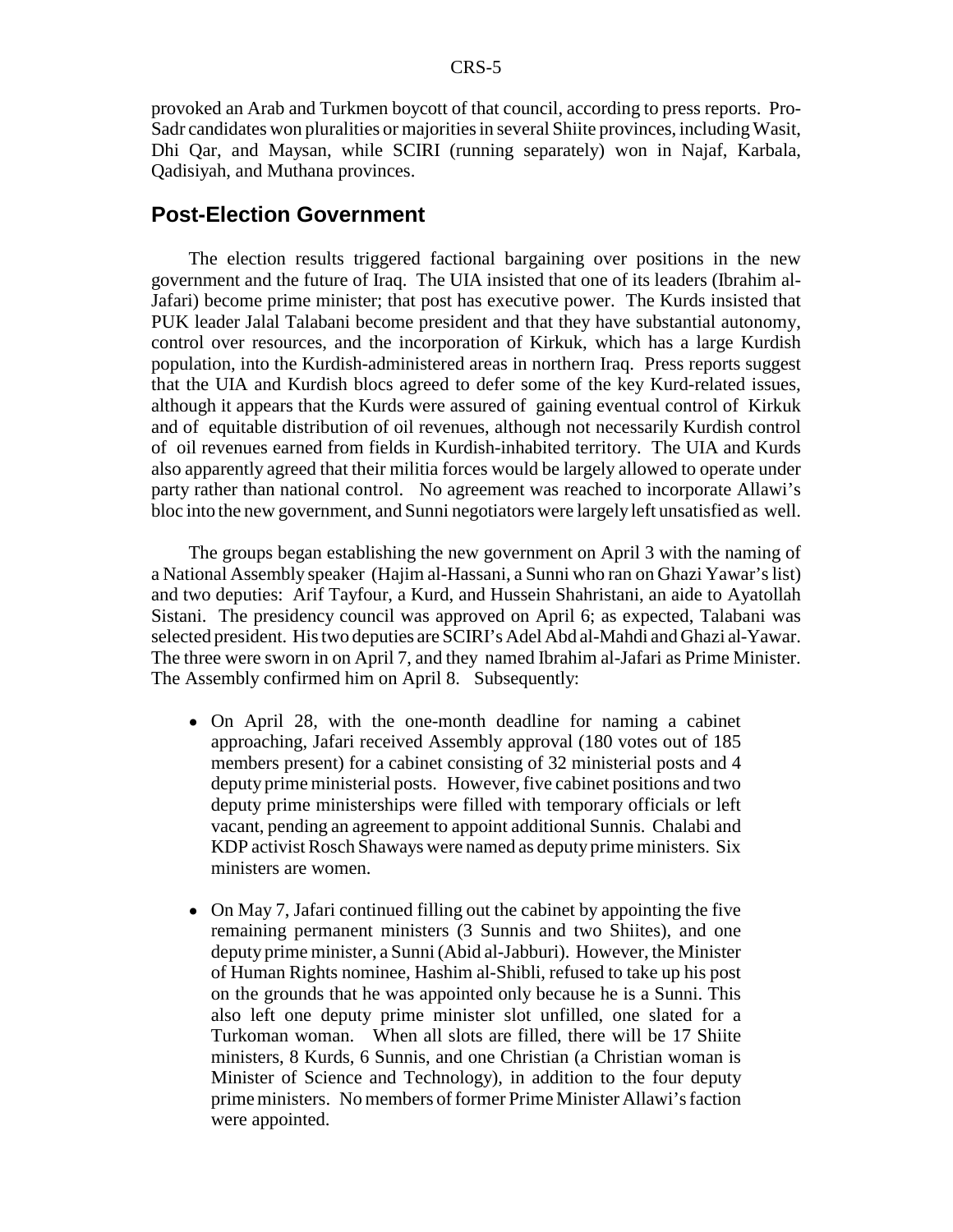provoked an Arab and Turkmen boycott of that council, according to press reports. Pro-Sadr candidates won pluralities or majorities in several Shiite provinces, including Wasit, Dhi Qar, and Maysan, while SCIRI (running separately) won in Najaf, Karbala, Qadisiyah, and Muthana provinces.

## Post-Election Government

The election results triggered factional bargaining over positions in the new government and the future of Iraq. The UIA insisted that one of its leaders (Ibrahim al-Jafari) become prime minister; that post has executive power. The Kurds insisted that PUK leader Jalal Talabani become president and that they have substantial autonomy, control over resources, and the incorporation of Kirkuk, which has a large Kurdish population, into the Kurdish-administered areas in northern Iraq. Press reports suggest that the UIA and Kurdish blocs agreed to defer some of the key Kurd-related issues, although it appears that the Kurds were assured of gaining eventual control of Kirkuk and of equitable distribution of oil revenues, although not necessarily Kurdish control of oil revenues earned from fields in Kurdish-inhabited territory. The UIA and Kurds also apparently agreed that their militia forces would be largely allowed to operate under party rather than national control. No agreement was reached to incorporate Allawi's bloc into the new government, and Sunni negotiators were largely left unsatisfied as well.

The groups began establishing the new government on April 3 with the naming of a National Assembly speaker (Hajim al-Hassani, a Sunni who ran on Ghazi Yawar's list) and two deputies: Arif Tayfour, a Kurd, and Hussein Shahristani, an aide to Ayatollah Sistani. The presidency council was approved on April 6; as expected, Talabani was selected president. His two deputies are SCIRI's Adel Abd al-Mahdi and Ghazi al-Yawar. The three were sworn in on April 7, and they named Ibrahim al-Jafari as Prime Minister. The Assembly confirmed him on April 8. Subsequently:

- On April 28, with the one-month deadline for naming a cabinet approaching, Jafari received Assembly approval (180 votes out of 185 members present) for a cabinet consisting of 32 ministerial posts and 4 deputy prime ministerial posts. However, five cabinet positions and two deputy prime ministerships were filled with temporary officials or left vacant, pending an agreement to appoint additional Sunnis. Chalabi and KDP activist Rosch Shaways were named as deputy prime ministers. Six ministers are women.

- On May 7, Jafari continued filling out the cabinet by appointing the five remaining permanent ministers (3 Sunnis and two Shiites), and one deputy prime minister, a Sunni (Abid al-Jabburi). However, the Minister of Human Rights nominee, Hashim al-Shibli, refused to take up his post on the grounds that he was appointed only because he is a Sunni. This also left one deputy prime minister slot unfilled, one slated for a Turkoman woman. When all slots are filled, there will be 17 Shiite ministers, 8 Kurds, 6 Sunnis, and one Christian (a Christian woman is Minister of Science and Technology), in addition to the four deputy prime ministers. No members of former Prime Minister Allawi's faction were appointed.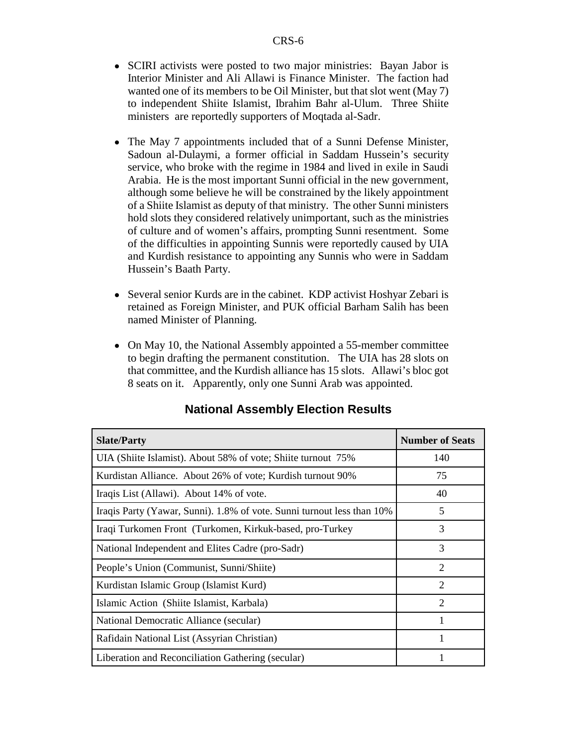- SCIRI activists were posted to two major ministries: Bayan Jabor is Interior Minister and Ali Allawi is Finance Minister. The faction had wanted one of its members to be Oil Minister, but that slot went (May 7) to independent Shiite Islamist, Ibrahim Bahr al-Ulum. Three Shiite ministers are reportedly supporters of Moqtada al-Sadr.

- The May 7 appointments included that of a Sunni Defense Minister, Sadoun al-Dulaymi, a former official in Saddam Hussein's security service, who broke with the regime in 1984 and lived in exile in Saudi Arabia. He is the most important Sunni official in the new government, although some believe he will be constrained by the likely appointment of a Shiite Islamist as deputy of that ministry. The other Sunni ministers hold slots they considered relatively unimportant, such as the ministries of culture and of women's affairs, prompting Sunni resentment. Some of the difficulties in appointing Sunnis were reportedly caused by UIA and Kurdish resistance to appointing any Sunnis who were in Saddam Hussein's Baath Party.

- Several senior Kurds are in the cabinet. KDP activist Hoshyar Zebari is retained as Foreign Minister, and PUK official Barham Salih has been named Minister of Planning.

- On May 10, the National Assembly appointed a 55-member committee to begin drafting the permanent constitution. The UIA has 28 slots on that committee, and the Kurdish alliance has 15 slots. Allawi's bloc got 8 seats on it. Apparently, only one Sunni Arab was appointed.

## National Assembly Election Results

| Slate/Party | Number of Seats |
|---|---|
| UIA (Shiite Islamist). About 58% of vote; Shiite turnout 75% | 140 |
| Kurdistan Alliance. About 26% of vote; Kurdish turnout 90% | 75 |
| Iraqis List (Allawi). About 14% of vote. | 40 |
| Iraqis Party (Yawar, Sunni). 1.8% of vote. Sunni turnout less than 10% | 5 |
| Iraqi Turkomen Front (Turkomen, Kirkuk-based, pro-Turkey | 3 |
| National Independent and Elites Cadre (pro-Sadr) | 3 |
| People's Union (Communist, Sunni/Shiite) | 2 |
| Kurdistan Islamic Group (Islamist Kurd) | 2 |
| Islamic Action (Shiite Islamist, Karbala) | 2 |
| National Democratic Alliance (secular) | 1 |
| Rafidain National List (Assyrian Christian) | 1 |
| Liberation and Reconciliation Gathering (secular) | 1 |